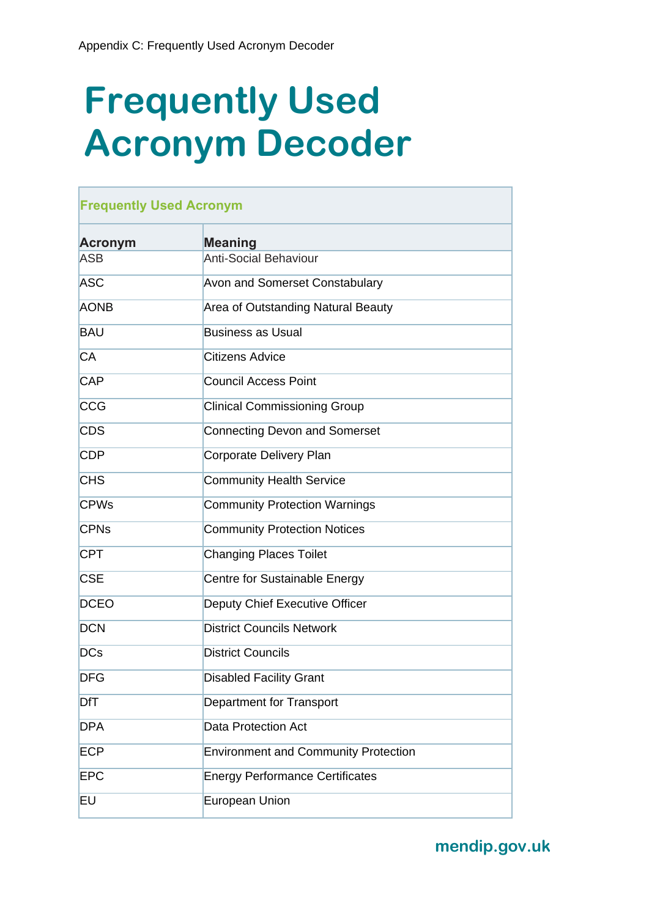# Frequently Used Acronym Decoder

| Frequently Used Acronym | |
|---|---|
| **Acronym** | **Meaning** |
| ASB | Anti-Social Behaviour |
| ASC | Avon and Somerset Constabulary |
| AONB | Area of Outstanding Natural Beauty |
| BAU | Business as Usual |
| CA | Citizens Advice |
| CAP | Council Access Point |
| CCG | Clinical Commissioning Group |
| CDS | Connecting Devon and Somerset |
| CDP | Corporate Delivery Plan |
| CHS | Community Health Service |
| CPWs | Community Protection Warnings |
| CPNs | Community Protection Notices |
| CPT | Changing Places Toilet |
| CSE | Centre for Sustainable Energy |
| DCEO | Deputy Chief Executive Officer |
| DCN | District Councils Network |
| DCs | District Councils |
| DFG | Disabled Facility Grant |
| DfT | Department for Transport |
| DPA | Data Protection Act |
| ECP | Environment and Community Protection |
| EPC | Energy Performance Certificates |
| EU | European Union |

mendip.gov.uk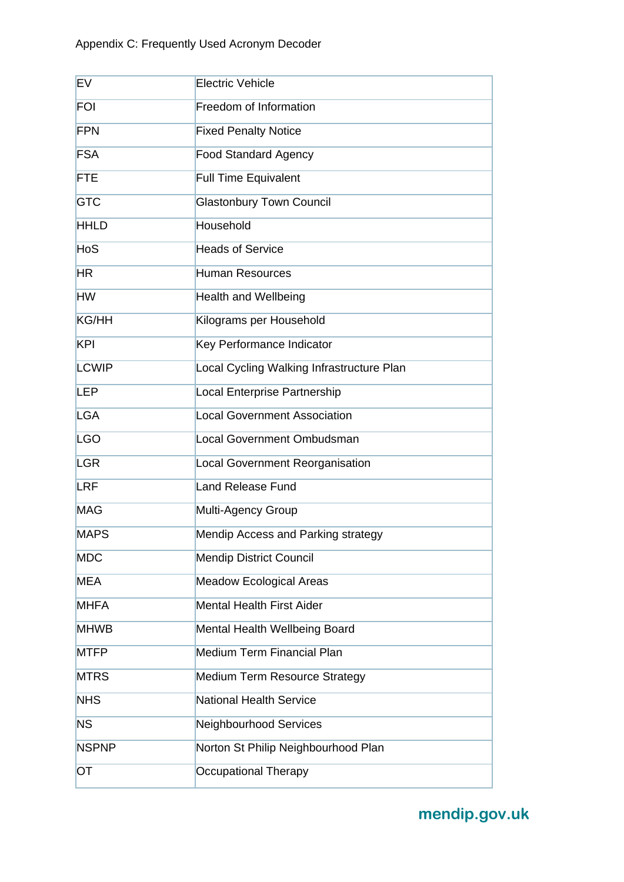Appendix C: Frequently Used Acronym Decoder

| | |
|---|---|
| EV | Electric Vehicle |
| FOI | Freedom of Information |
| FPN | Fixed Penalty Notice |
| FSA | Food Standard Agency |
| FTE | Full Time Equivalent |
| GTC | Glastonbury Town Council |
| HHLD | Household |
| HoS | Heads of Service |
| HR | Human Resources |
| HW | Health and Wellbeing |
| KG/HH | Kilograms per Household |
| KPI | Key Performance Indicator |
| LCWIP | Local Cycling Walking Infrastructure Plan |
| LEP | Local Enterprise Partnership |
| LGA | Local Government Association |
| LGO | Local Government Ombudsman |
| LGR | Local Government Reorganisation |
| LRF | Land Release Fund |
| MAG | Multi-Agency Group |
| MAPS | Mendip Access and Parking strategy |
| MDC | Mendip District Council |
| MEA | Meadow Ecological Areas |
| MHFA | Mental Health First Aider |
| MHWB | Mental Health Wellbeing Board |
| MTFP | Medium Term Financial Plan |
| MTRS | Medium Term Resource Strategy |
| NHS | National Health Service |
| NS | Neighbourhood Services |
| NSPNP | Norton St Philip Neighbourhood Plan |
| OT | Occupational Therapy |

mendip.gov.uk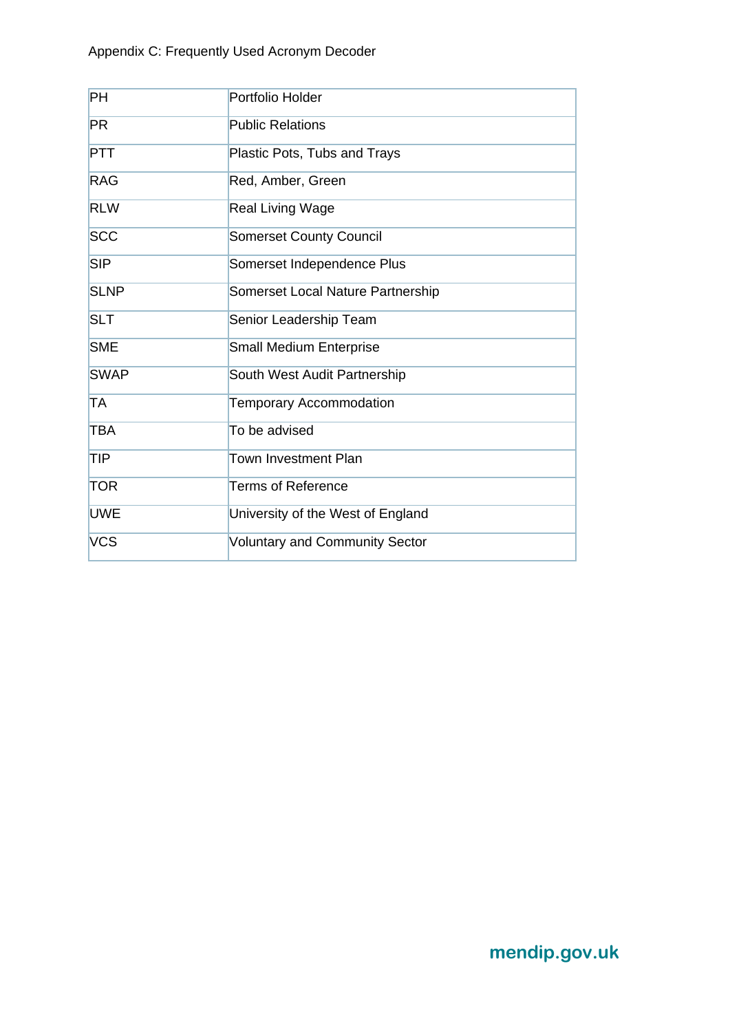Appendix C: Frequently Used Acronym Decoder

| | |
|---|---|
| PH | Portfolio Holder |
| PR | Public Relations |
| PTT | Plastic Pots, Tubs and Trays |
| RAG | Red, Amber, Green |
| RLW | Real Living Wage |
| SCC | Somerset County Council |
| SIP | Somerset Independence Plus |
| SLNP | Somerset Local Nature Partnership |
| SLT | Senior Leadership Team |
| SME | Small Medium Enterprise |
| SWAP | South West Audit Partnership |
| TA | Temporary Accommodation |
| TBA | To be advised |
| TIP | Town Investment Plan |
| TOR | Terms of Reference |
| UWE | University of the West of England |
| VCS | Voluntary and Community Sector |